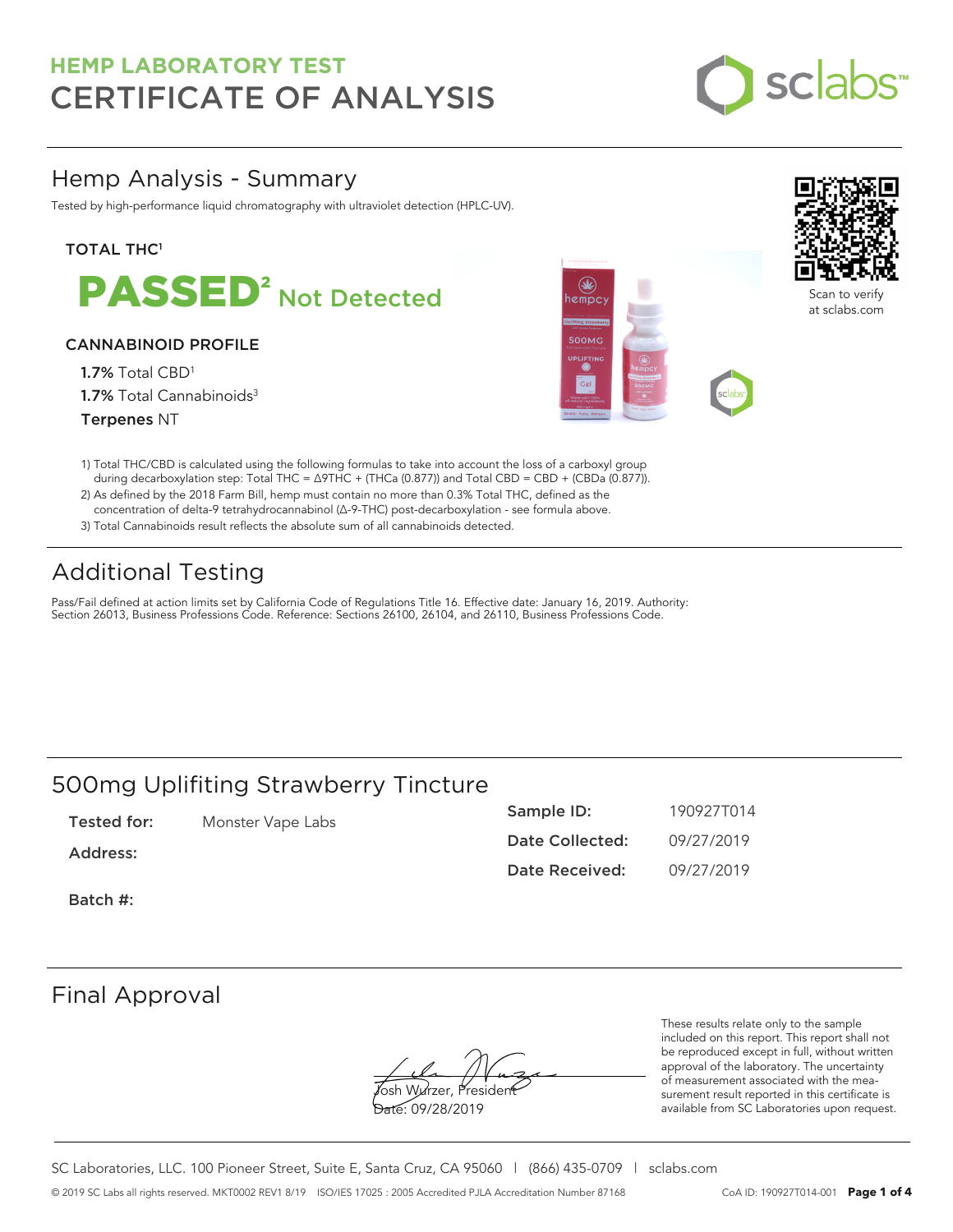# HEMP LABORATORY TEST
# CERTIFICATE OF ANALYSIS

## Hemp Analysis - Summary

Tested by high-performance liquid chromatography with ultraviolet detection (HPLC-UV).

**TOTAL THC**[1]

**PASSED**[2] **Not Detected**

**CANNABINOID PROFILE**

**1.7%** Total CBD[1]

**1.7%** Total Cannabinoids[3]

**Terpenes** NT

Scan to verify at sclabs.com

1) Total THC/CBD is calculated using the following formulas to take into account the loss of a carboxyl group during decarboxylation step: Total THC = Δ9THC + (THCa (0.877)) and Total CBD = CBD + (CBDa (0.877)).
2) As defined by the 2018 Farm Bill, hemp must contain no more than 0.3% Total THC, defined as the concentration of delta-9 tetrahydrocannabinol (Δ-9-THC) post-decarboxylation - see formula above.
3) Total Cannabinoids result reflects the absolute sum of all cannabinoids detected.

## Additional Testing

Pass/Fail defined at action limits set by California Code of Regulations Title 16. Effective date: January 16, 2019. Authority: Section 26013, Business Professions Code. Reference: Sections 26100, 26104, and 26110, Business Professions Code.

## 500mg Uplifiting Strawberry Tincture

**Tested for:** Monster Vape Labs

**Address:**

**Batch #:**

**Sample ID:** 190927T014

**Date Collected:** 09/27/2019

**Date Received:** 09/27/2019

## Final Approval

Josh Wurzer, President

Date: 09/28/2019

These results relate only to the sample included on this report. This report shall not be reproduced except in full, without written approval of the laboratory. The uncertainty of measurement associated with the measurement result reported in this certificate is available from SC Laboratories upon request.

SC Laboratories, LLC. 100 Pioneer Street, Suite E, Santa Cruz, CA 95060 | (866) 435-0709 | sclabs.com

© 2019 SC Labs all rights reserved. MKT0002 REV1 8/19 ISO/IES 17025 : 2005 Accredited PJLA Accreditation Number 87168 CoA ID: 190927T014-001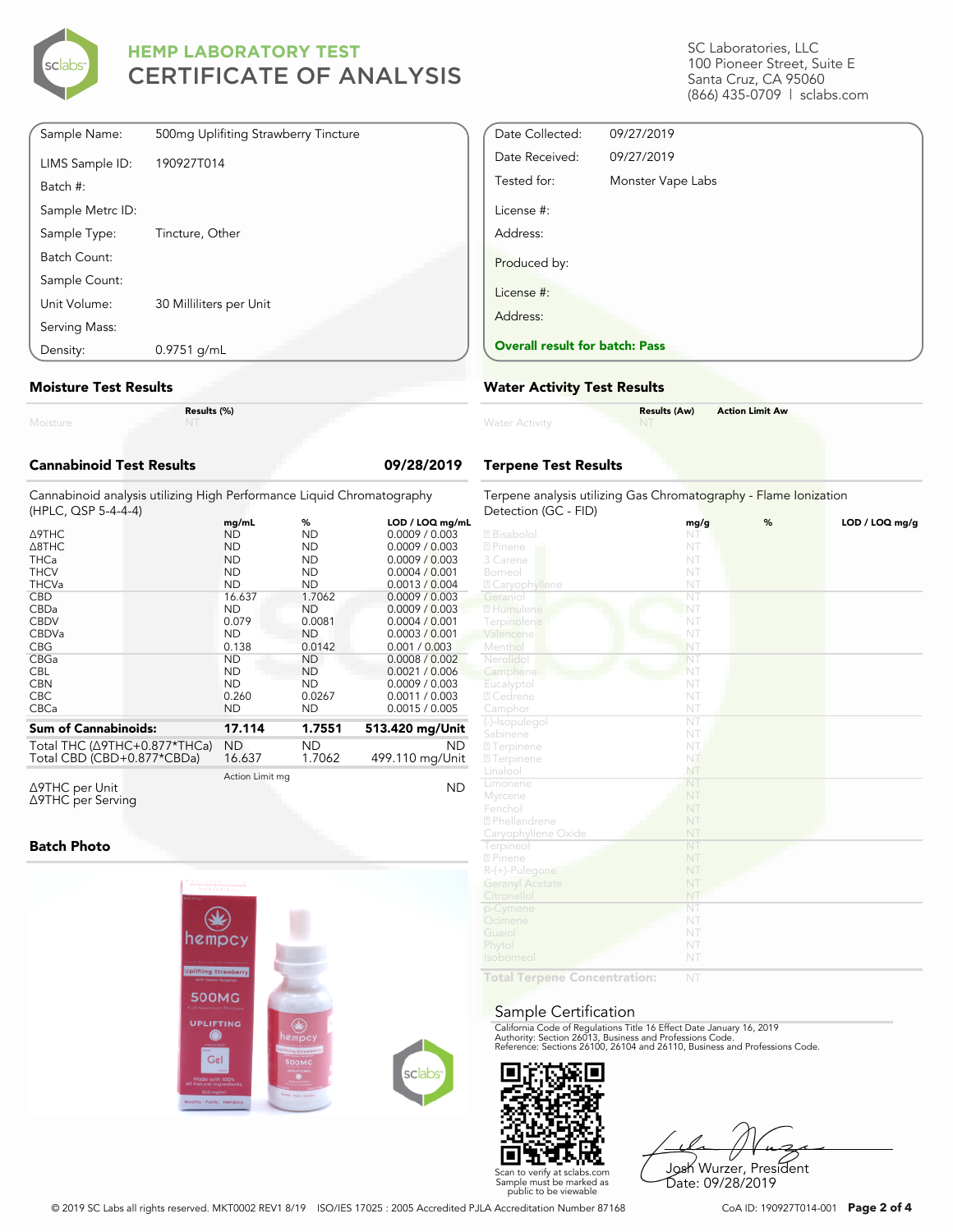# HEMP LABORATORY TEST
# CERTIFICATE OF ANALYSIS

SC Laboratories, LLC
100 Pioneer Street, Suite E
Santa Cruz, CA 95060
(866) 435-0709 | sclabs.com

| | |
|---|---|
| Sample Name: | 500mg Uplifiting Strawberry Tincture |
| LIMS Sample ID: | 190927T014 |
| Batch #: | |
| Sample Metrc ID: | |
| Sample Type: | Tincture, Other |
| Batch Count: | |
| Sample Count: | |
| Unit Volume: | 30 Milliliters per Unit |
| Serving Mass: | |
| Density: | 0.9751 g/mL |

| | |
|---|---|
| Date Collected: | 09/27/2019 |
| Date Received: | 09/27/2019 |
| Tested for: | Monster Vape Labs |
| License #: | |
| Address: | |
| Produced by: | |
| License #: | |
| Address: | |

**Overall result for batch: Pass**

## Moisture Test Results

| | Results (%) |
|---|---|
| Moisture | NT |

## Water Activity Test Results

| | Results (Aw) | Action Limit Aw |
|---|---|---|
| Water Activity | NT | |

## Cannabinoid Test Results 09/28/2019

Cannabinoid analysis utilizing High Performance Liquid Chromatography (HPLC, QSP 5-4-4-4)

| | mg/mL | % | LOD / LOQ mg/mL |
|---|---|---|---|
| Δ9THC | ND | ND | 0.0009 / 0.003 |
| Δ8THC | ND | ND | 0.0009 / 0.003 |
| THCa | ND | ND | 0.0009 / 0.003 |
| THCV | ND | ND | 0.0004 / 0.001 |
| THCVa | ND | ND | 0.0013 / 0.004 |
| CBD | 16.637 | 1.7062 | 0.0009 / 0.003 |
| CBDa | ND | ND | 0.0009 / 0.003 |
| CBDV | 0.079 | 0.0081 | 0.0004 / 0.001 |
| CBDVa | ND | ND | 0.0003 / 0.001 |
| CBG | 0.138 | 0.0142 | 0.001 / 0.003 |
| CBGa | ND | ND | 0.0008 / 0.002 |
| CBL | ND | ND | 0.0021 / 0.006 |
| CBN | ND | ND | 0.0009 / 0.003 |
| CBC | 0.260 | 0.0267 | 0.0011 / 0.003 |
| CBCa | ND | ND | 0.0015 / 0.005 |
| **Sum of Cannabinoids:** | **17.114** | **1.7551** | **513.420 mg/Unit** |
| Total THC (Δ9THC+0.877*THCa) | ND | ND | ND |
| Total CBD (CBD+0.877*CBDa) | 16.637 | 1.7062 | 499.110 mg/Unit |

| | Action Limit mg | |
|---|---|---|
| Δ9THC per Unit | | ND |
| Δ9THC per Serving | | |

## Terpene Test Results

Terpene analysis utilizing Gas Chromatography - Flame Ionization Detection (GC - FID)

| | mg/g | % | LOD / LOQ mg/g |
|---|---|---|---|
| Bisabolol | NT | | |
| Pinene | NT | | |
| 3 Carene | NT | | |
| Borneol | NT | | |
| Caryophyllene | NT | | |
| Geraniol | NT | | |
| Humulene | NT | | |
| Terpinolene | NT | | |
| Valencene | NT | | |
| Menthol | NT | | |
| Nerolidol | NT | | |
| Camphene | NT | | |
| Eucalyptol | NT | | |
| Cedrene | NT | | |
| Camphor | NT | | |
| (-)-Isopulegol | NT | | |
| Sabinene | NT | | |
| Terpinene | NT | | |
| Terpinene | NT | | |
| Linalool | NT | | |
| Limonene | NT | | |
| Myrcene | NT | | |
| Fenchol | NT | | |
| Phellandrene | NT | | |
| Caryophyllene Oxide | NT | | |
| Terpineol | NT | | |
| Pinene | NT | | |
| R-(+)-Pulegone | NT | | |
| Geranyl Acetate | NT | | |
| Citronellol | NT | | |
| p-Cymene | NT | | |
| Ocimene | NT | | |
| Guaiol | NT | | |
| Phytol | NT | | |
| Isoborneol | NT | | |
| **Total Terpene Concentration:** | NT | | |

## Batch Photo

## Sample Certification

California Code of Regulations Title 16 Effect Date January 16, 2019
Authority: Section 26013, Business and Professions Code.
Reference: Sections 26100, 26104 and 26110, Business and Professions Code.

Scan to verify at sclabs.com
Sample must be marked as public to be viewable

Josh Wurzer, President
Date: 09/28/2019

© 2019 SC Labs all rights reserved. MKT0002 REV1 8/19 ISO/IES 17025 : 2005 Accredited PJLA Accreditation Number 87168 CoA ID: 190927T014-001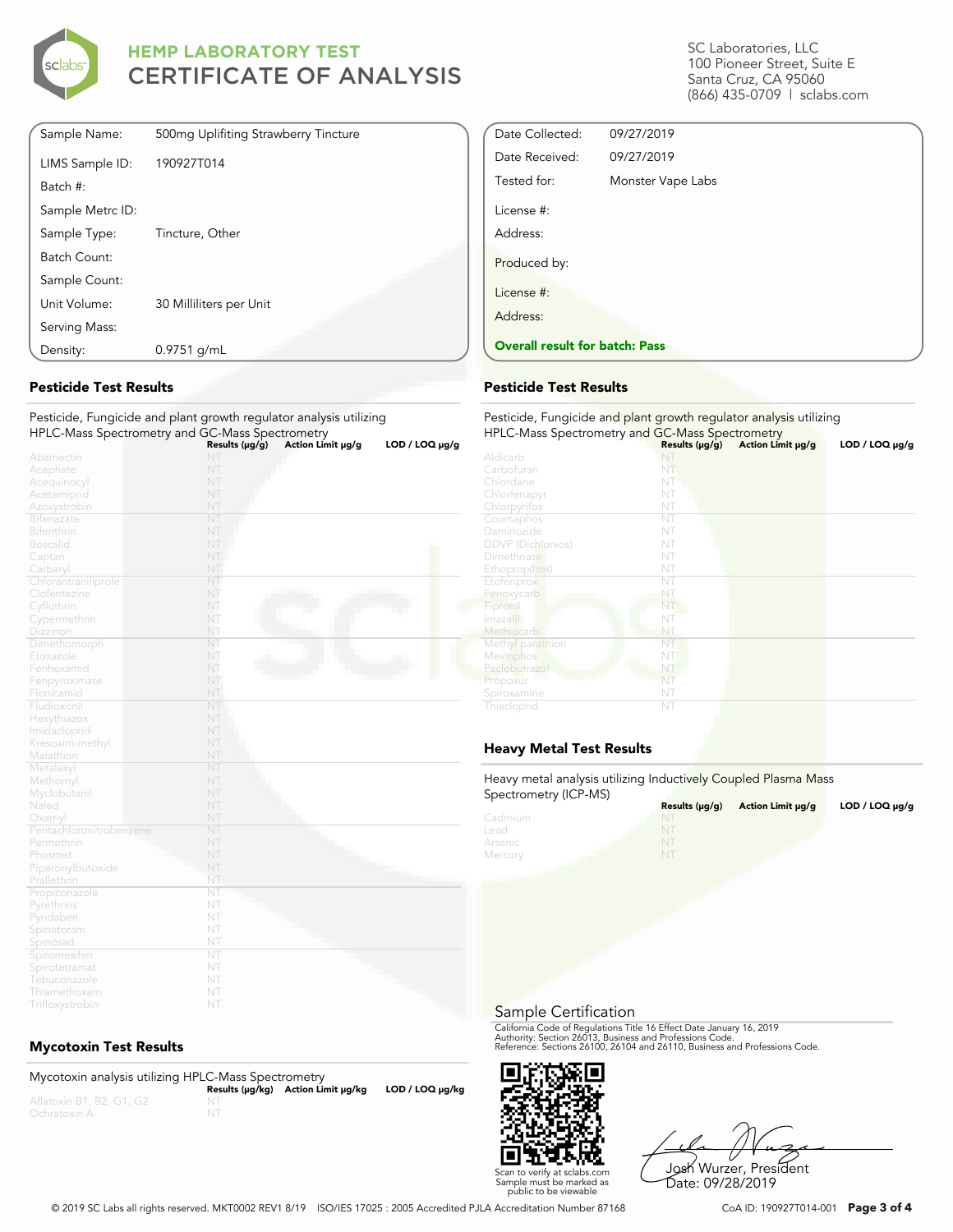# HEMP LABORATORY TEST
# CERTIFICATE OF ANALYSIS

SC Laboratories, LLC
100 Pioneer Street, Suite E
Santa Cruz, CA 95060
(866) 435-0709 | sclabs.com

| | |
|---|---|
| Sample Name: | 500mg Uplifiting Strawberry Tincture |
| LIMS Sample ID: | 190927T014 |
| Batch #: | |
| Sample Metrc ID: | |
| Sample Type: | Tincture, Other |
| Batch Count: | |
| Sample Count: | |
| Unit Volume: | 30 Milliliters per Unit |
| Serving Mass: | |
| Density: | 0.9751 g/mL |

| | |
|---|---|
| Date Collected: | 09/27/2019 |
| Date Received: | 09/27/2019 |
| Tested for: | Monster Vape Labs |
| License #: | |
| Address: | |
| Produced by: | |
| License #: | |
| Address: | |

**Overall result for batch: Pass**

## Pesticide Test Results

Pesticide, Fungicide and plant growth regulator analysis utilizing HPLC-Mass Spectrometry and GC-Mass Spectrometry

| | Results (μg/g) | Action Limit μg/g | LOD / LOQ μg/g |
|---|---|---|---|
| Abamectin | NT | | |
| Acephate | NT | | |
| Acequinocyl | NT | | |
| Acetamiprid | NT | | |
| Azoxystrobin | NT | | |
| Bifenazate | NT | | |
| Bifenthrin | NT | | |
| Boscalid | NT | | |
| Captan | NT | | |
| Carbaryl | NT | | |
| Chlorantraniliprole | NT | | |
| Clofentezine | NT | | |
| Cyfluthrin | NT | | |
| Cypermethrin | NT | | |
| Diazinon | NT | | |
| Dimethomorph | NT | | |
| Etoxazole | NT | | |
| Fenhexamid | NT | | |
| Fenpyroximate | NT | | |
| Flonicamid | NT | | |
| Fludioxonil | NT | | |
| Hexythiazox | NT | | |
| Imidacloprid | NT | | |
| Kresoxim-methyl | NT | | |
| Malathion | NT | | |
| Metalaxyl | NT | | |
| Methomyl | NT | | |
| Myclobutanil | NT | | |
| Naled | NT | | |
| Oxamyl | NT | | |
| Pentachloronitrobenzene | NT | | |
| Permethrin | NT | | |
| Phosmet | NT | | |
| Piperonylbutoxide | NT | | |
| Prallethrin | NT | | |
| Propiconazole | NT | | |
| Pyrethrins | NT | | |
| Pyridaben | NT | | |
| Spinetoram | NT | | |
| Spinosad | NT | | |
| Spiromesifen | NT | | |
| Spirotetramat | NT | | |
| Tebuconazole | NT | | |
| Thiamethoxam | NT | | |
| Trifloxystrobin | NT | | |

## Pesticide Test Results

Pesticide, Fungicide and plant growth regulator analysis utilizing HPLC-Mass Spectrometry and GC-Mass Spectrometry

| | Results (μg/g) | Action Limit μg/g | LOD / LOQ μg/g |
|---|---|---|---|
| Aldicarb | NT | | |
| Carbofuran | NT | | |
| Chlordane | NT | | |
| Chlorfenapyr | NT | | |
| Chlorpyrifos | NT | | |
| Coumaphos | NT | | |
| Daminozide | NT | | |
| DDVP (Dichlorvos) | NT | | |
| Dimethoate | NT | | |
| Ethoprop(hos) | NT | | |
| Etofenprox | NT | | |
| Fenoxycarb | NT | | |
| Fipronil | NT | | |
| Imazalil | NT | | |
| Methiocarb | NT | | |
| Methyl parathion | NT | | |
| Mevinphos | NT | | |
| Paclobutrazol | NT | | |
| Propoxur | NT | | |
| Spiroxamine | NT | | |
| Thiacloprid | NT | | |

## Mycotoxin Test Results

Mycotoxin analysis utilizing HPLC-Mass Spectrometry

| | Results (μg/kg) | Action Limit μg/kg | LOD / LOQ μg/kg |
|---|---|---|---|
| Aflatoxin B1, B2, G1, G2 | NT | | |
| Ochratoxin A | NT | | |

## Heavy Metal Test Results

Heavy metal analysis utilizing Inductively Coupled Plasma Mass Spectrometry (ICP-MS)

| | Results (μg/g) | Action Limit μg/g | LOD / LOQ μg/g |
|---|---|---|---|
| Cadmium | NT | | |
| Lead | NT | | |
| Arsenic | NT | | |
| Mercury | NT | | |

## Sample Certification

California Code of Regulations Title 16 Effect Date January 16, 2019
Authority: Section 26013, Business and Professions Code.
Reference: Sections 26100, 26104 and 26110, Business and Professions Code.

Scan to verify at sclabs.com
Sample must be marked as public to be viewable

Josh Wurzer, President
Date: 09/28/2019

© 2019 SC Labs all rights reserved. MKT0002 REV1 8/19 ISO/IES 17025 : 2005 Accredited PJLA Accreditation Number 87168

CoA ID: 190927T014-001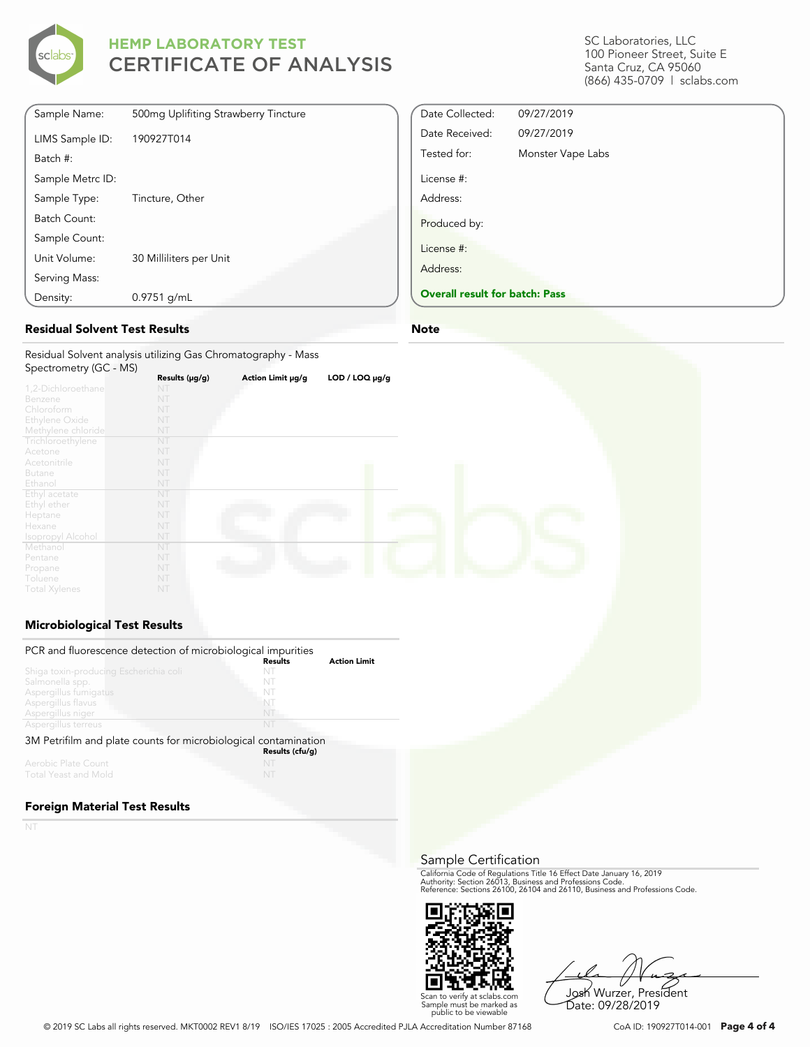# HEMP LABORATORY TEST CERTIFICATE OF ANALYSIS

SC Laboratories, LLC
100 Pioneer Street, Suite E
Santa Cruz, CA 95060
(866) 435-0709 | sclabs.com

| | |
|---|---|
| Sample Name: | 500mg Uplifiting Strawberry Tincture |
| LIMS Sample ID: | 190927T014 |
| Batch #: | |
| Sample Metrc ID: | |
| Sample Type: | Tincture, Other |
| Batch Count: | |
| Sample Count: | |
| Unit Volume: | 30 Milliliters per Unit |
| Serving Mass: | |
| Density: | 0.9751 g/mL |

| | |
|---|---|
| Date Collected: | 09/27/2019 |
| Date Received: | 09/27/2019 |
| Tested for: | Monster Vape Labs |
| License #: | |
| Address: | |
| Produced by: | |
| License #: | |
| Address: | |

**Overall result for batch: Pass**

## Residual Solvent Test Results

Residual Solvent analysis utilizing Gas Chromatography - Mass Spectrometry (GC - MS)

| | Results (μg/g) | Action Limit μg/g | LOD / LOQ μg/g |
|---|---|---|---|
| 1,2-Dichloroethane | NT | | |
| Benzene | NT | | |
| Chloroform | NT | | |
| Ethylene Oxide | NT | | |
| Methylene chloride | NT | | |
| Trichloroethylene | NT | | |
| Acetone | NT | | |
| Acetonitrile | NT | | |
| Butane | NT | | |
| Ethanol | NT | | |
| Ethyl acetate | NT | | |
| Ethyl ether | NT | | |
| Heptane | NT | | |
| Hexane | NT | | |
| Isopropyl Alcohol | NT | | |
| Methanol | NT | | |
| Pentane | NT | | |
| Propane | NT | | |
| Toluene | NT | | |
| Total Xylenes | NT | | |

## Note

## Microbiological Test Results

PCR and fluorescence detection of microbiological impurities

| | Results | Action Limit |
|---|---|---|
| Shiga toxin-producing Escherichia coli | NT | |
| Salmonella spp. | NT | |
| Aspergillus fumigatus | NT | |
| Aspergillus flavus | NT | |
| Aspergillus niger | NT | |
| Aspergillus terreus | NT | |

3M Petrifilm and plate counts for microbiological contamination

| | Results (cfu/g) |
|---|---|
| Aerobic Plate Count | NT |
| Total Yeast and Mold | NT |

## Foreign Material Test Results

NT

## Sample Certification

California Code of Regulations Title 16 Effect Date January 16, 2019
Authority: Section 26013, Business and Professions Code.
Reference: Sections 26100, 26104 and 26110, Business and Professions Code.

Scan to verify at sclabs.com
Sample must be marked as public to be viewable

Josh Wurzer, President
Date: 09/28/2019

© 2019 SC Labs all rights reserved. MKT0002 REV1 8/19 ISO/IES 17025 : 2005 Accredited PJLA Accreditation Number 87168

CoA ID: 190927T014-001